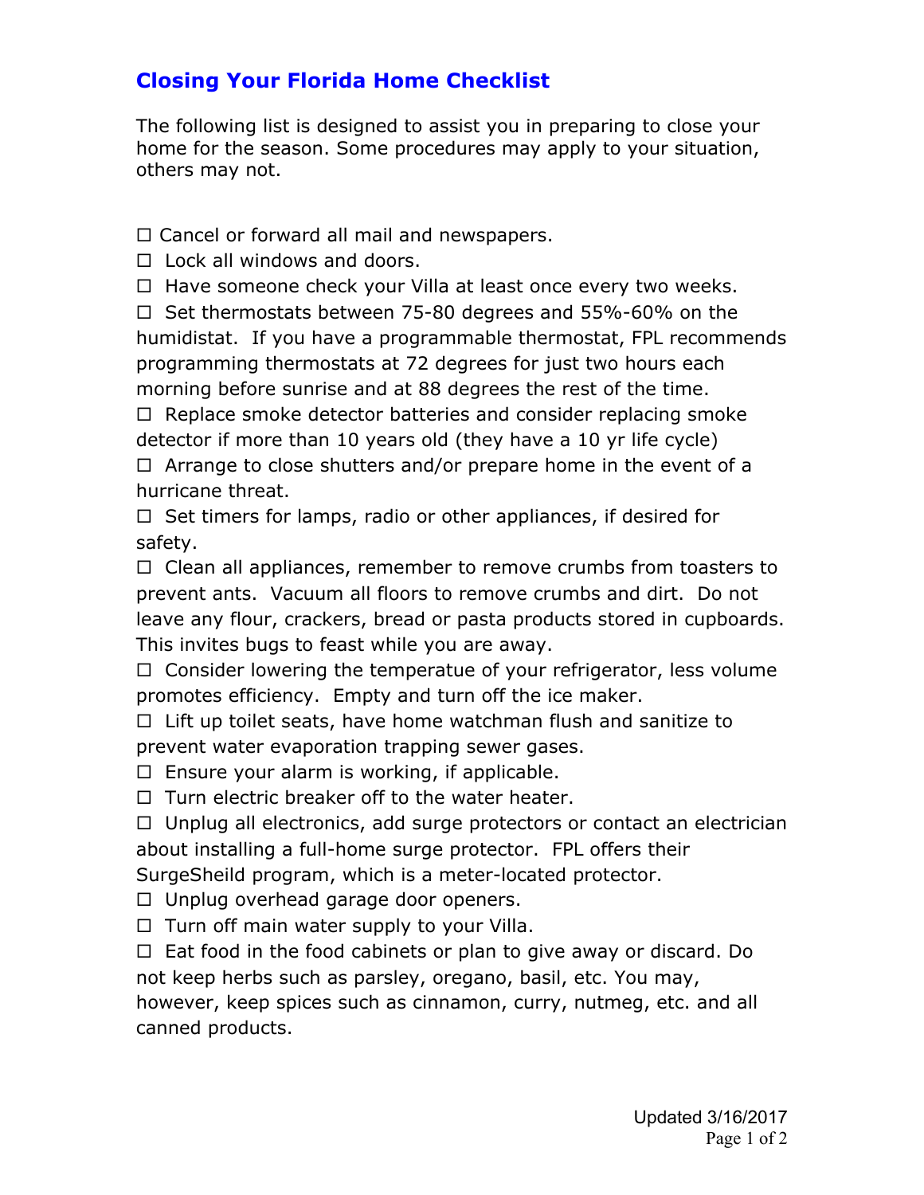# Closing Your Florida Home Checklist

The following list is designed to assist you in preparing to close your home for the season. Some procedures may apply to your situation, others may not.

☐ Cancel or forward all mail and newspapers.

☐ Lock all windows and doors.

☐ Have someone check your Villa at least once every two weeks.

☐ Set thermostats between 75-80 degrees and 55%-60% on the humidistat. If you have a programmable thermostat, FPL recommends programming thermostats at 72 degrees for just two hours each morning before sunrise and at 88 degrees the rest of the time.

☐ Replace smoke detector batteries and consider replacing smoke detector if more than 10 years old (they have a 10 yr life cycle)

☐ Arrange to close shutters and/or prepare home in the event of a hurricane threat.

☐ Set timers for lamps, radio or other appliances, if desired for safety.

☐ Clean all appliances, remember to remove crumbs from toasters to prevent ants. Vacuum all floors to remove crumbs and dirt. Do not leave any flour, crackers, bread or pasta products stored in cupboards. This invites bugs to feast while you are away.

☐ Consider lowering the temperatue of your refrigerator, less volume promotes efficiency. Empty and turn off the ice maker.

☐ Lift up toilet seats, have home watchman flush and sanitize to prevent water evaporation trapping sewer gases.

☐ Ensure your alarm is working, if applicable.

☐ Turn electric breaker off to the water heater.

☐ Unplug all electronics, add surge protectors or contact an electrician about installing a full-home surge protector. FPL offers their SurgeSheild program, which is a meter-located protector.

☐ Unplug overhead garage door openers.

☐ Turn off main water supply to your Villa.

☐ Eat food in the food cabinets or plan to give away or discard. Do not keep herbs such as parsley, oregano, basil, etc. You may, however, keep spices such as cinnamon, curry, nutmeg, etc. and all canned products.

Updated 3/16/2017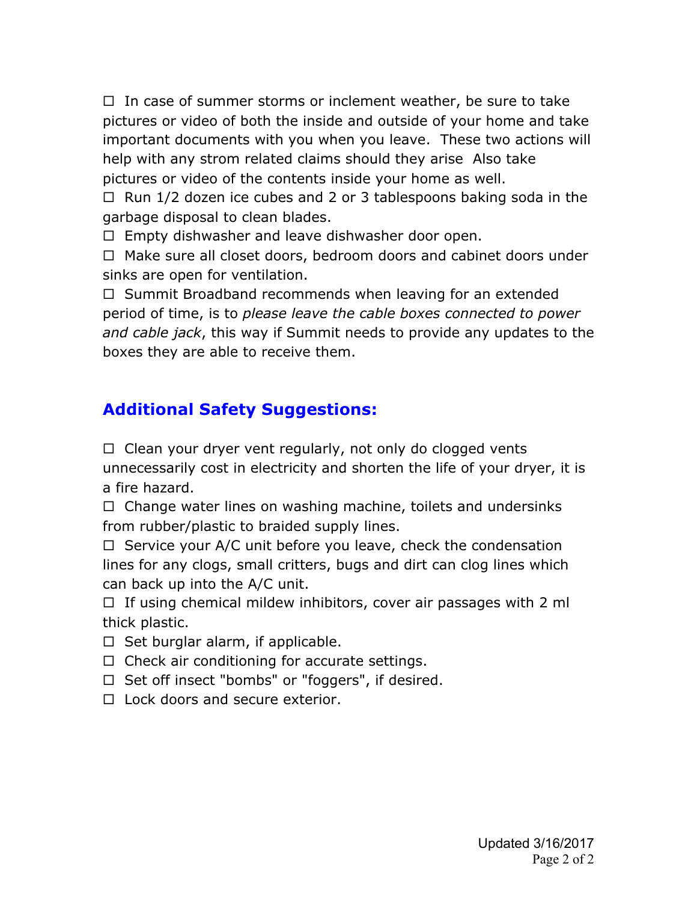☐ In case of summer storms or inclement weather, be sure to take pictures or video of both the inside and outside of your home and take important documents with you when you leave. These two actions will help with any strom related claims should they arise Also take pictures or video of the contents inside your home as well.

☐ Run 1/2 dozen ice cubes and 2 or 3 tablespoons baking soda in the garbage disposal to clean blades.

☐ Empty dishwasher and leave dishwasher door open.

☐ Make sure all closet doors, bedroom doors and cabinet doors under sinks are open for ventilation.

☐ Summit Broadband recommends when leaving for an extended period of time, is to *please leave the cable boxes connected to power and cable jack*, this way if Summit needs to provide any updates to the boxes they are able to receive them.

## Additional Safety Suggestions:

☐ Clean your dryer vent regularly, not only do clogged vents unnecessarily cost in electricity and shorten the life of your dryer, it is a fire hazard.

☐ Change water lines on washing machine, toilets and undersinks from rubber/plastic to braided supply lines.

☐ Service your A/C unit before you leave, check the condensation lines for any clogs, small critters, bugs and dirt can clog lines which can back up into the A/C unit.

☐ If using chemical mildew inhibitors, cover air passages with 2 ml thick plastic.

☐ Set burglar alarm, if applicable.

☐ Check air conditioning for accurate settings.

☐ Set off insect "bombs" or "foggers", if desired.

☐ Lock doors and secure exterior.

Updated 3/16/2017